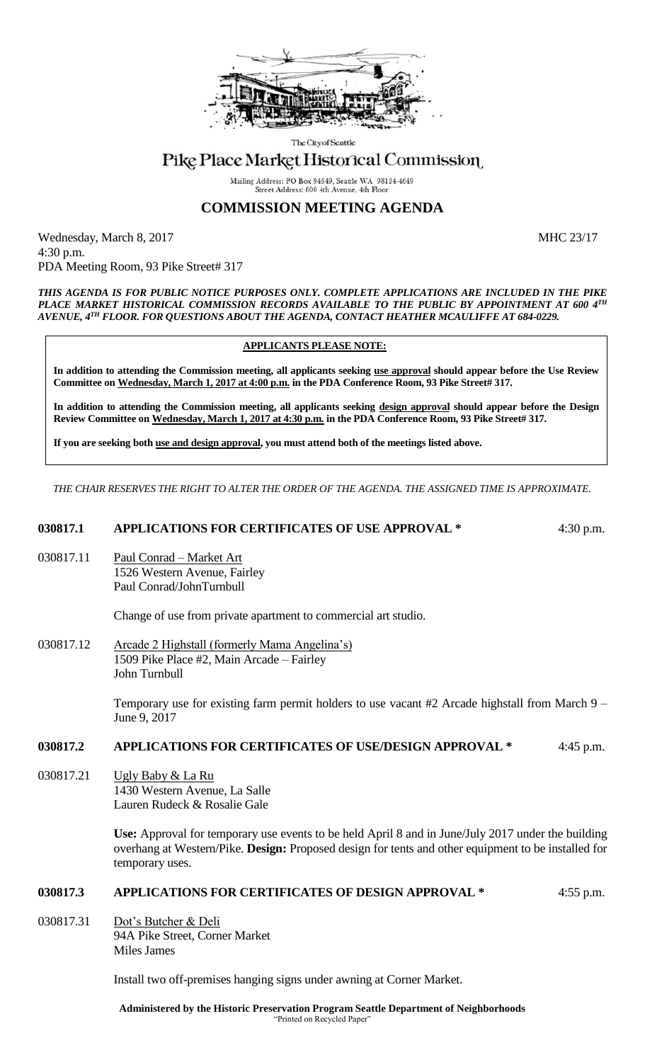The City of Seattle

# Pike Place Market Historical Commission

Mailing Address: PO Box 94649, Seattle WA 98124-4649
Street Address: 600 4th Avenue, 4th Floor

## COMMISSION MEETING AGENDA

Wednesday, March 8, 2017 MHC 23/17
4:30 p.m.
PDA Meeting Room, 93 Pike Street# 317

***THIS AGENDA IS FOR PUBLIC NOTICE PURPOSES ONLY. COMPLETE APPLICATIONS ARE INCLUDED IN THE PIKE PLACE MARKET HISTORICAL COMMISSION RECORDS AVAILABLE TO THE PUBLIC BY APPOINTMENT AT 600 4TH AVENUE, 4TH FLOOR. FOR QUESTIONS ABOUT THE AGENDA, CONTACT HEATHER MCAULIFFE AT 684-0229.***

**APPLICANTS PLEASE NOTE:**

**In addition to attending the Commission meeting, all applicants seeking use approval should appear before the Use Review Committee on Wednesday, March 1, 2017 at 4:00 p.m. in the PDA Conference Room, 93 Pike Street# 317.**

**In addition to attending the Commission meeting, all applicants seeking design approval should appear before the Design Review Committee on Wednesday, March 1, 2017 at 4:30 p.m. in the PDA Conference Room, 93 Pike Street# 317.**

**If you are seeking both use and design approval, you must attend both of the meetings listed above.**

*THE CHAIR RESERVES THE RIGHT TO ALTER THE ORDER OF THE AGENDA. THE ASSIGNED TIME IS APPROXIMATE.*

### 030817.1 APPLICATIONS FOR CERTIFICATES OF USE APPROVAL * 4:30 p.m.

030817.11 Paul Conrad – Market Art
1526 Western Avenue, Fairley
Paul Conrad/JohnTurnbull

Change of use from private apartment to commercial art studio.

030817.12 Arcade 2 Highstall (formerly Mama Angelina's)
1509 Pike Place #2, Main Arcade – Fairley
John Turnbull

Temporary use for existing farm permit holders to use vacant #2 Arcade highstall from March 9 – June 9, 2017

### 030817.2 APPLICATIONS FOR CERTIFICATES OF USE/DESIGN APPROVAL * 4:45 p.m.

030817.21 Ugly Baby & La Ru
1430 Western Avenue, La Salle
Lauren Rudeck & Rosalie Gale

**Use:** Approval for temporary use events to be held April 8 and in June/July 2017 under the building overhang at Western/Pike. **Design:** Proposed design for tents and other equipment to be installed for temporary uses.

### 030817.3 APPLICATIONS FOR CERTIFICATES OF DESIGN APPROVAL * 4:55 p.m.

030817.31 Dot's Butcher & Deli
94A Pike Street, Corner Market
Miles James

Install two off-premises hanging signs under awning at Corner Market.

**Administered by the Historic Preservation Program Seattle Department of Neighborhoods**
"Printed on Recycled Paper"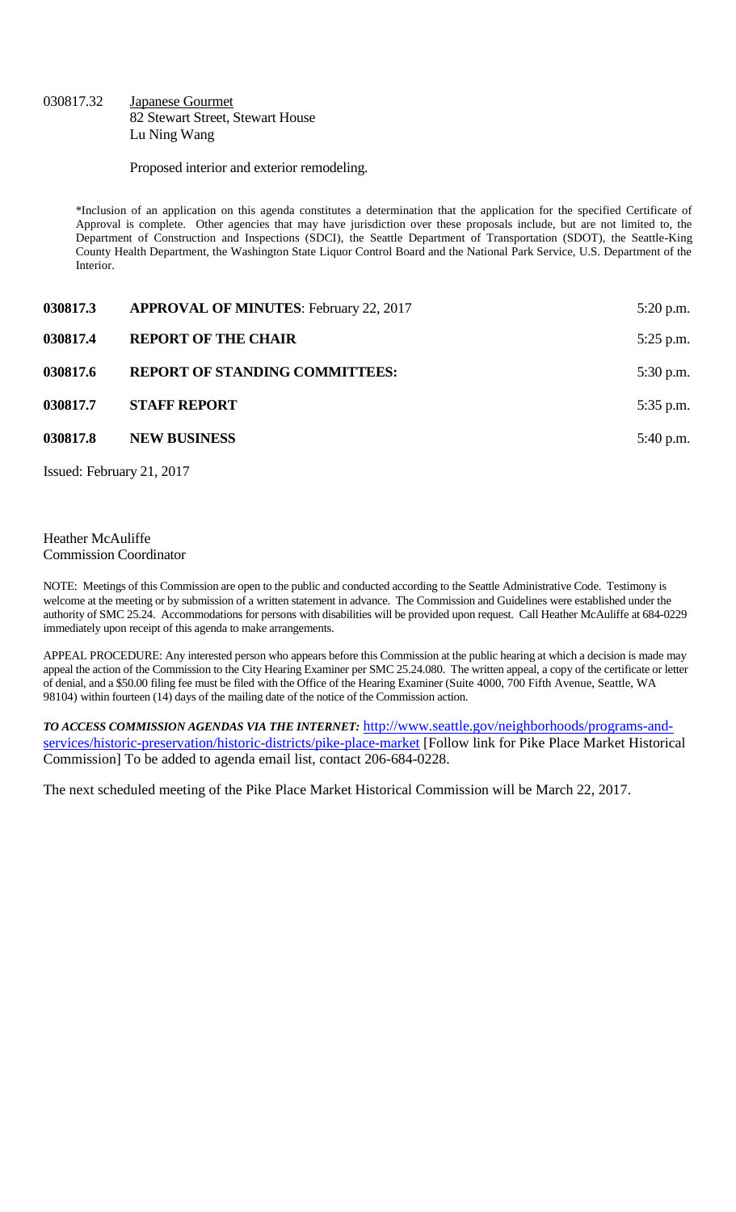030817.32 Japanese Gourmet
82 Stewart Street, Stewart House
Lu Ning Wang

Proposed interior and exterior remodeling.

*Inclusion of an application on this agenda constitutes a determination that the application for the specified Certificate of Approval is complete. Other agencies that may have jurisdiction over these proposals include, but are not limited to, the Department of Construction and Inspections (SDCI), the Seattle Department of Transportation (SDOT), the Seattle-King County Health Department, the Washington State Liquor Control Board and the National Park Service, U.S. Department of the Interior.

| | | |
|---|---|---|
| **030817.3** | **APPROVAL OF MINUTES**: February 22, 2017 | 5:20 p.m. |
| **030817.4** | **REPORT OF THE CHAIR** | 5:25 p.m. |
| **030817.6** | **REPORT OF STANDING COMMITTEES:** | 5:30 p.m. |
| **030817.7** | **STAFF REPORT** | 5:35 p.m. |
| **030817.8** | **NEW BUSINESS** | 5:40 p.m. |

Issued: February 21, 2017

Heather McAuliffe
Commission Coordinator

NOTE: Meetings of this Commission are open to the public and conducted according to the Seattle Administrative Code. Testimony is welcome at the meeting or by submission of a written statement in advance. The Commission and Guidelines were established under the authority of SMC 25.24. Accommodations for persons with disabilities will be provided upon request. Call Heather McAuliffe at 684-0229 immediately upon receipt of this agenda to make arrangements.

APPEAL PROCEDURE: Any interested person who appears before this Commission at the public hearing at which a decision is made may appeal the action of the Commission to the City Hearing Examiner per SMC 25.24.080. The written appeal, a copy of the certificate or letter of denial, and a $50.00 filing fee must be filed with the Office of the Hearing Examiner (Suite 4000, 700 Fifth Avenue, Seattle, WA 98104) within fourteen (14) days of the mailing date of the notice of the Commission action.

***TO ACCESS COMMISSION AGENDAS VIA THE INTERNET:*** http://www.seattle.gov/neighborhoods/programs-and-services/historic-preservation/historic-districts/pike-place-market [Follow link for Pike Place Market Historical Commission] To be added to agenda email list, contact 206-684-0228.

The next scheduled meeting of the Pike Place Market Historical Commission will be March 22, 2017.